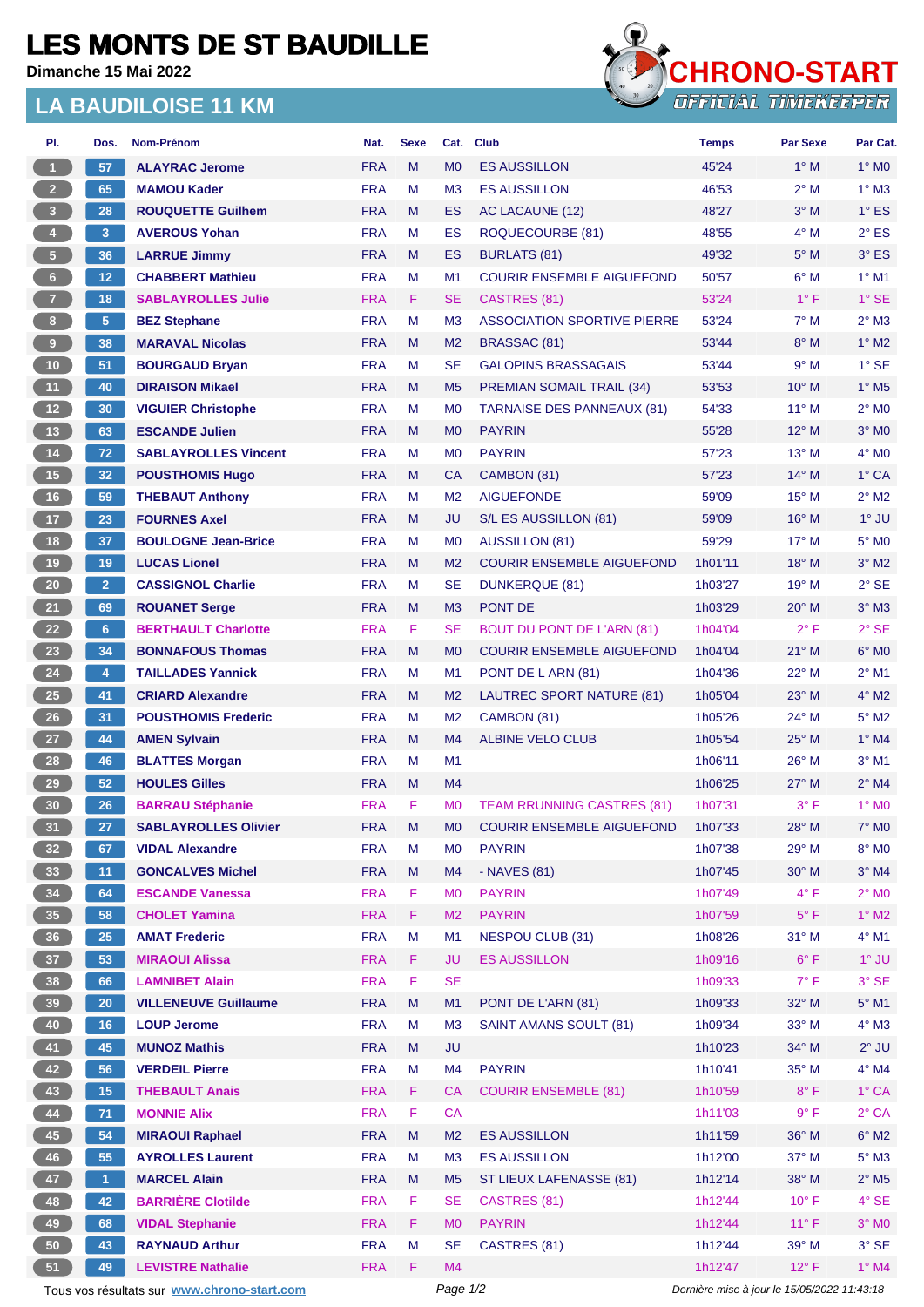# LES MONTS DE ST BAUDILLE

**Dimanche 15 Mai 2022**

## LA BAUDILOISE 11 KM

CHRONO-START
OFFICIAL TIMEKEEPER

| Pl. | Dos. | Nom-Prénom | Nat. | Sexe | Cat. | Club | Temps | Par Sexe | Par Cat. |
|---|---|---|---|---|---|---|---|---|---|
| 1 | 57 | ALAYRAC Jerome | FRA | M | M0 | ES AUSSILLON | 45'24 | 1° M | 1° M0 |
| 2 | 65 | MAMOU Kader | FRA | M | M3 | ES AUSSILLON | 46'53 | 2° M | 1° M3 |
| 3 | 28 | ROUQUETTE Guilhem | FRA | M | ES | AC LACAUNE (12) | 48'27 | 3° M | 1° ES |
| 4 | 3 | AVEROUS Yohan | FRA | M | ES | ROQUECOURBE (81) | 48'55 | 4° M | 2° ES |
| 5 | 36 | LARRUE Jimmy | FRA | M | ES | BURLATS (81) | 49'32 | 5° M | 3° ES |
| 6 | 12 | CHABBERT Mathieu | FRA | M | M1 | COURIR ENSEMBLE AIGUEFOND | 50'57 | 6° M | 1° M1 |
| 7 | 18 | SABLAYROLLES Julie | FRA | F | SE | CASTRES (81) | 53'24 | 1° F | 1° SE |
| 8 | 5 | BEZ Stephane | FRA | M | M3 | ASSOCIATION SPORTIVE PIERRE | 53'24 | 7° M | 2° M3 |
| 9 | 38 | MARAVAL Nicolas | FRA | M | M2 | BRASSAC (81) | 53'44 | 8° M | 1° M2 |
| 10 | 51 | BOURGAUD Bryan | FRA | M | SE | GALOPINS BRASSAGAIS | 53'44 | 9° M | 1° SE |
| 11 | 40 | DIRAISON Mikael | FRA | M | M5 | PREMIAN SOMAIL TRAIL (34) | 53'53 | 10° M | 1° M5 |
| 12 | 30 | VIGUIER Christophe | FRA | M | M0 | TARNAISE DES PANNEAUX (81) | 54'33 | 11° M | 2° M0 |
| 13 | 63 | ESCANDE Julien | FRA | M | M0 | PAYRIN | 55'28 | 12° M | 3° M0 |
| 14 | 72 | SABLAYROLLES Vincent | FRA | M | M0 | PAYRIN | 57'23 | 13° M | 4° M0 |
| 15 | 32 | POUSTHOMIS Hugo | FRA | M | CA | CAMBON (81) | 57'23 | 14° M | 1° CA |
| 16 | 59 | THEBAUT Anthony | FRA | M | M2 | AIGUEFONDE | 59'09 | 15° M | 2° M2 |
| 17 | 23 | FOURNES Axel | FRA | M | JU | S/L ES AUSSILLON (81) | 59'09 | 16° M | 1° JU |
| 18 | 37 | BOULOGNE Jean-Brice | FRA | M | M0 | AUSSILLON (81) | 59'29 | 17° M | 5° M0 |
| 19 | 19 | LUCAS Lionel | FRA | M | M2 | COURIR ENSEMBLE AIGUEFOND | 1h01'11 | 18° M | 3° M2 |
| 20 | 2 | CASSIGNOL Charlie | FRA | M | SE | DUNKERQUE (81) | 1h03'27 | 19° M | 2° SE |
| 21 | 69 | ROUANET Serge | FRA | M | M3 | PONT DE | 1h03'29 | 20° M | 3° M3 |
| 22 | 6 | BERTHAULT Charlotte | FRA | F | SE | BOUT DU PONT DE L'ARN (81) | 1h04'04 | 2° F | 2° SE |
| 23 | 34 | BONNAFOUS Thomas | FRA | M | M0 | COURIR ENSEMBLE AIGUEFOND | 1h04'04 | 21° M | 6° M0 |
| 24 | 4 | TAILLADES Yannick | FRA | M | M1 | PONT DE L ARN (81) | 1h04'36 | 22° M | 2° M1 |
| 25 | 41 | CRIARD Alexandre | FRA | M | M2 | LAUTREC SPORT NATURE (81) | 1h05'04 | 23° M | 4° M2 |
| 26 | 31 | POUSTHOMIS Frederic | FRA | M | M2 | CAMBON (81) | 1h05'26 | 24° M | 5° M2 |
| 27 | 44 | AMEN Sylvain | FRA | M | M4 | ALBINE VELO CLUB | 1h05'54 | 25° M | 1° M4 |
| 28 | 46 | BLATTES Morgan | FRA | M | M1 | | 1h06'11 | 26° M | 3° M1 |
| 29 | 52 | HOULES Gilles | FRA | M | M4 | | 1h06'25 | 27° M | 2° M4 |
| 30 | 26 | BARRAU Stéphanie | FRA | F | M0 | TEAM RRUNNING CASTRES (81) | 1h07'31 | 3° F | 1° M0 |
| 31 | 27 | SABLAYROLLES Olivier | FRA | M | M0 | COURIR ENSEMBLE AIGUEFOND | 1h07'33 | 28° M | 7° M0 |
| 32 | 67 | VIDAL Alexandre | FRA | M | M0 | PAYRIN | 1h07'38 | 29° M | 8° M0 |
| 33 | 11 | GONCALVES Michel | FRA | M | M4 | - NAVES (81) | 1h07'45 | 30° M | 3° M4 |
| 34 | 64 | ESCANDE Vanessa | FRA | F | M0 | PAYRIN | 1h07'49 | 4° F | 2° M0 |
| 35 | 58 | CHOLET Yamina | FRA | F | M2 | PAYRIN | 1h07'59 | 5° F | 1° M2 |
| 36 | 25 | AMAT Frederic | FRA | M | M1 | NESPOU CLUB (31) | 1h08'26 | 31° M | 4° M1 |
| 37 | 53 | MIRAOUI Alissa | FRA | F | JU | ES AUSSILLON | 1h09'16 | 6° F | 1° JU |
| 38 | 66 | LAMNIBET Alain | FRA | F | SE | | 1h09'33 | 7° F | 3° SE |
| 39 | 20 | VILLENEUVE Guillaume | FRA | M | M1 | PONT DE L'ARN (81) | 1h09'33 | 32° M | 5° M1 |
| 40 | 16 | LOUP Jerome | FRA | M | M3 | SAINT AMANS SOULT (81) | 1h09'34 | 33° M | 4° M3 |
| 41 | 45 | MUNOZ Mathis | FRA | M | JU | | 1h10'23 | 34° M | 2° JU |
| 42 | 56 | VERDEIL Pierre | FRA | M | M4 | PAYRIN | 1h10'41 | 35° M | 4° M4 |
| 43 | 15 | THEBAULT Anais | FRA | F | CA | COURIR ENSEMBLE (81) | 1h10'59 | 8° F | 1° CA |
| 44 | 71 | MONNIE Alix | FRA | F | CA | | 1h11'03 | 9° F | 2° CA |
| 45 | 54 | MIRAOUI Raphael | FRA | M | M2 | ES AUSSILLON | 1h11'59 | 36° M | 6° M2 |
| 46 | 55 | AYROLLES Laurent | FRA | M | M3 | ES AUSSILLON | 1h12'00 | 37° M | 5° M3 |
| 47 | 1 | MARCEL Alain | FRA | M | M5 | ST LIEUX LAFENASSE (81) | 1h12'14 | 38° M | 2° M5 |
| 48 | 42 | BARRIÈRE Clotilde | FRA | F | SE | CASTRES (81) | 1h12'44 | 10° F | 4° SE |
| 49 | 68 | VIDAL Stephanie | FRA | F | M0 | PAYRIN | 1h12'44 | 11° F | 3° M0 |
| 50 | 43 | RAYNAUD Arthur | FRA | M | SE | CASTRES (81) | 1h12'44 | 39° M | 3° SE |
| 51 | 49 | LEVISTRE Nathalie | FRA | F | M4 | | 1h12'47 | 12° F | 1° M4 |

Tous vos résultats sur www.chrono-start.com

Dernière mise à jour le 15/05/2022 11:43:18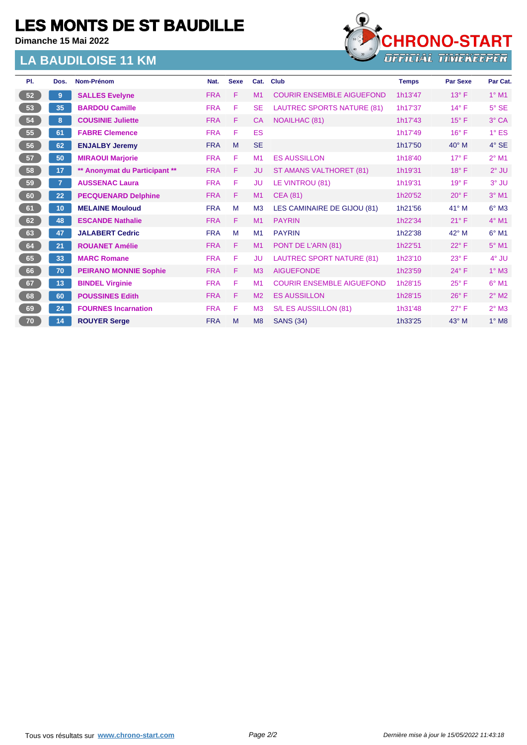# LES MONTS DE ST BAUDILLE

**Dimanche 15 Mai 2022**

## LA BAUDILOISE 11 KM

CHRONO-START
OFFICIAL TIMEKEEPER

| Pl. | Dos. | Nom-Prénom | Nat. | Sexe | Cat. | Club | Temps | Par Sexe | Par Cat. |
|---|---|---|---|---|---|---|---|---|---|
| 52 | 9 | **SALLES Evelyne** | FRA | F | M1 | COURIR ENSEMBLE AIGUEFOND | 1h13'47 | 13° F | 1° M1 |
| 53 | 35 | **BARDOU Camille** | FRA | F | SE | LAUTREC SPORTS NATURE (81) | 1h17'37 | 14° F | 5° SE |
| 54 | 8 | **COUSINIE Juliette** | FRA | F | CA | NOAILHAC (81) | 1h17'43 | 15° F | 3° CA |
| 55 | 61 | **FABRE Clemence** | FRA | F | ES | | 1h17'49 | 16° F | 1° ES |
| 56 | 62 | **ENJALBY Jeremy** | FRA | M | SE | | 1h17'50 | 40° M | 4° SE |
| 57 | 50 | **MIRAOUI Marjorie** | FRA | F | M1 | ES AUSSILLON | 1h18'40 | 17° F | 2° M1 |
| 58 | 17 | **** Anonymat du Participant **** | FRA | F | JU | ST AMANS VALTHORET (81) | 1h19'31 | 18° F | 2° JU |
| 59 | 7 | **AUSSENAC Laura** | FRA | F | JU | LE VINTROU (81) | 1h19'31 | 19° F | 3° JU |
| 60 | 22 | **PECQUENARD Delphine** | FRA | F | M1 | CEA (81) | 1h20'52 | 20° F | 3° M1 |
| 61 | 10 | **MELAINE Mouloud** | FRA | M | M3 | LES CAMINAIRE DE GIJOU (81) | 1h21'56 | 41° M | 6° M3 |
| 62 | 48 | **ESCANDE Nathalie** | FRA | F | M1 | PAYRIN | 1h22'34 | 21° F | 4° M1 |
| 63 | 47 | **JALABERT Cedric** | FRA | M | M1 | PAYRIN | 1h22'38 | 42° M | 6° M1 |
| 64 | 21 | **ROUANET Amélie** | FRA | F | M1 | PONT DE L'ARN (81) | 1h22'51 | 22° F | 5° M1 |
| 65 | 33 | **MARC Romane** | FRA | F | JU | LAUTREC SPORT NATURE (81) | 1h23'10 | 23° F | 4° JU |
| 66 | 70 | **PEIRANO MONNIE Sophie** | FRA | F | M3 | AIGUEFONDE | 1h23'59 | 24° F | 1° M3 |
| 67 | 13 | **BINDEL Virginie** | FRA | F | M1 | COURIR ENSEMBLE AIGUEFOND | 1h28'15 | 25° F | 6° M1 |
| 68 | 60 | **POUSSINES Edith** | FRA | F | M2 | ES AUSSILLON | 1h28'15 | 26° F | 2° M2 |
| 69 | 24 | **FOURNES Incarnation** | FRA | F | M3 | S/L ES AUSSILLON (81) | 1h31'48 | 27° F | 2° M3 |
| 70 | 14 | **ROUYER Serge** | FRA | M | M8 | SANS (34) | 1h33'25 | 43° M | 1° M8 |

Tous vos résultats sur www.chrono-start.com

*Dernière mise à jour le 15/05/2022 11:43:18*